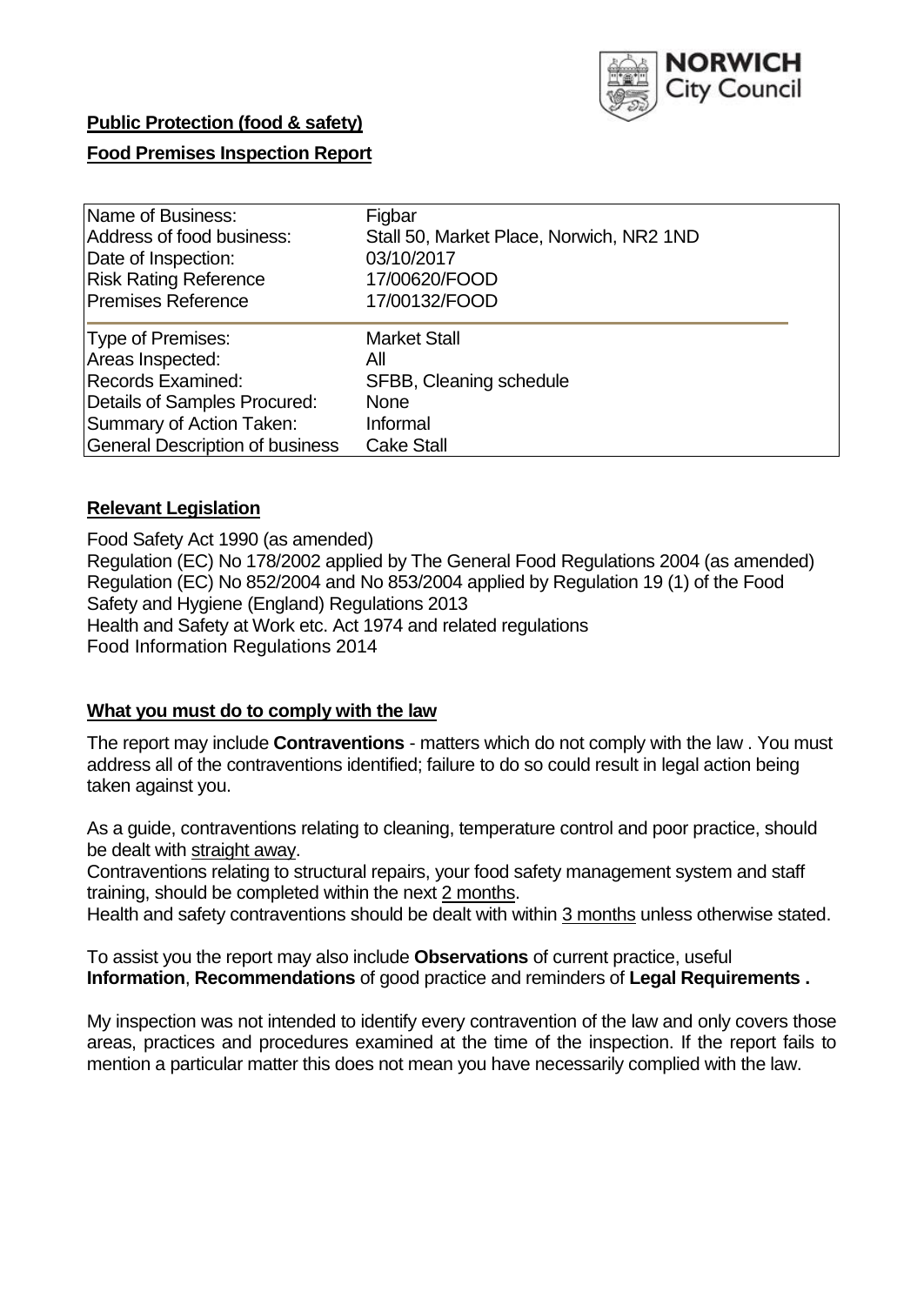NORWICH City Council

**Public Protection (food & safety)**

**Food Premises Inspection Report**

| | |
|---|---|
| Name of Business: | Figbar |
| Address of food business: | Stall 50, Market Place, Norwich, NR2 1ND |
| Date of Inspection: | 03/10/2017 |
| Risk Rating Reference | 17/00620/FOOD |
| Premises Reference | 17/00132/FOOD |
| Type of Premises: | Market Stall |
| Areas Inspected: | All |
| Records Examined: | SFBB, Cleaning schedule |
| Details of Samples Procured: | None |
| Summary of Action Taken: | Informal |
| General Description of business | Cake Stall |

## Relevant Legislation

Food Safety Act 1990 (as amended)
Regulation (EC) No 178/2002 applied by The General Food Regulations 2004 (as amended)
Regulation (EC) No 852/2004 and No 853/2004 applied by Regulation 19 (1) of the Food Safety and Hygiene (England) Regulations 2013
Health and Safety at Work etc. Act 1974 and related regulations
Food Information Regulations 2014

## What you must do to comply with the law

The report may include **Contraventions** - matters which do not comply with the law . You must address all of the contraventions identified; failure to do so could result in legal action being taken against you.

As a guide, contraventions relating to cleaning, temperature control and poor practice, should be dealt with straight away.
Contraventions relating to structural repairs, your food safety management system and staff training, should be completed within the next 2 months.
Health and safety contraventions should be dealt with within 3 months unless otherwise stated.

To assist you the report may also include **Observations** of current practice, useful **Information**, **Recommendations** of good practice and reminders of **Legal Requirements .**

My inspection was not intended to identify every contravention of the law and only covers those areas, practices and procedures examined at the time of the inspection. If the report fails to mention a particular matter this does not mean you have necessarily complied with the law.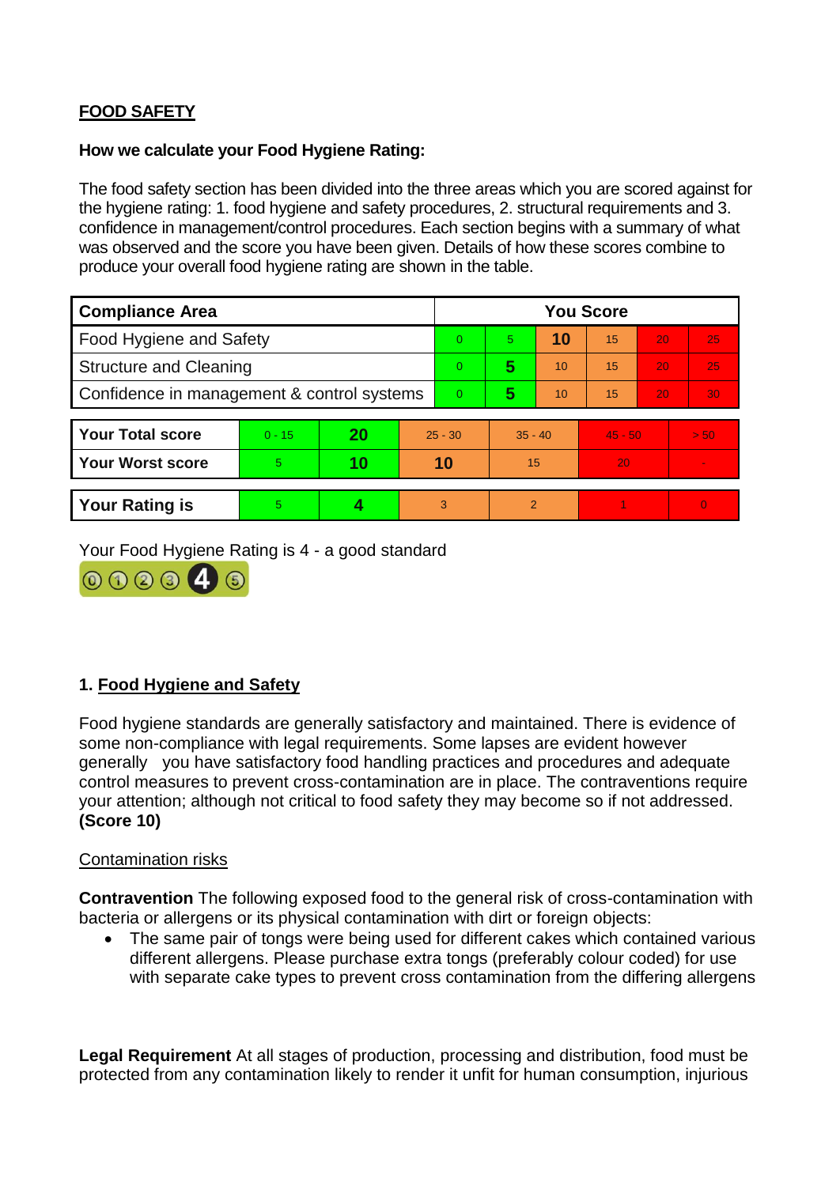**FOOD SAFETY**

**How we calculate your Food Hygiene Rating:**

The food safety section has been divided into the three areas which you are scored against for the hygiene rating: 1. food hygiene and safety procedures, 2. structural requirements and 3. confidence in management/control procedures. Each section begins with a summary of what was observed and the score you have been given. Details of how these scores combine to produce your overall food hygiene rating are shown in the table.

| Compliance Area | You Score | | | | | |
|---|---|---|---|---|---|---|
| Food Hygiene and Safety | 0 | 5 | **10** | 15 | 20 | 25 |
| Structure and Cleaning | 0 | **5** | 10 | 15 | 20 | 25 |
| Confidence in management & control systems | 0 | **5** | 10 | 15 | 20 | 30 |

| | | | | | | |
|---|---|---|---|---|---|---|
| **Your Total score** | 0 - 15 | **20** | 25 - 30 | 35 - 40 | 45 - 50 | > 50 |
| **Your Worst score** | 5 | **10** | **10** | 15 | 20 | - |
| **Your Rating is** | 5 | **4** | 3 | 2 | 1 | 0 |

Your Food Hygiene Rating is 4 - a good standard

## 1. Food Hygiene and Safety

Food hygiene standards are generally satisfactory and maintained. There is evidence of some non-compliance with legal requirements. Some lapses are evident however generally you have satisfactory food handling practices and procedures and adequate control measures to prevent cross-contamination are in place. The contraventions require your attention; although not critical to food safety they may become so if not addressed. **(Score 10)**

Contamination risks

**Contravention** The following exposed food to the general risk of cross-contamination with bacteria or allergens or its physical contamination with dirt or foreign objects:

- The same pair of tongs were being used for different cakes which contained various different allergens. Please purchase extra tongs (preferably colour coded) for use with separate cake types to prevent cross contamination from the differing allergens

**Legal Requirement** At all stages of production, processing and distribution, food must be protected from any contamination likely to render it unfit for human consumption, injurious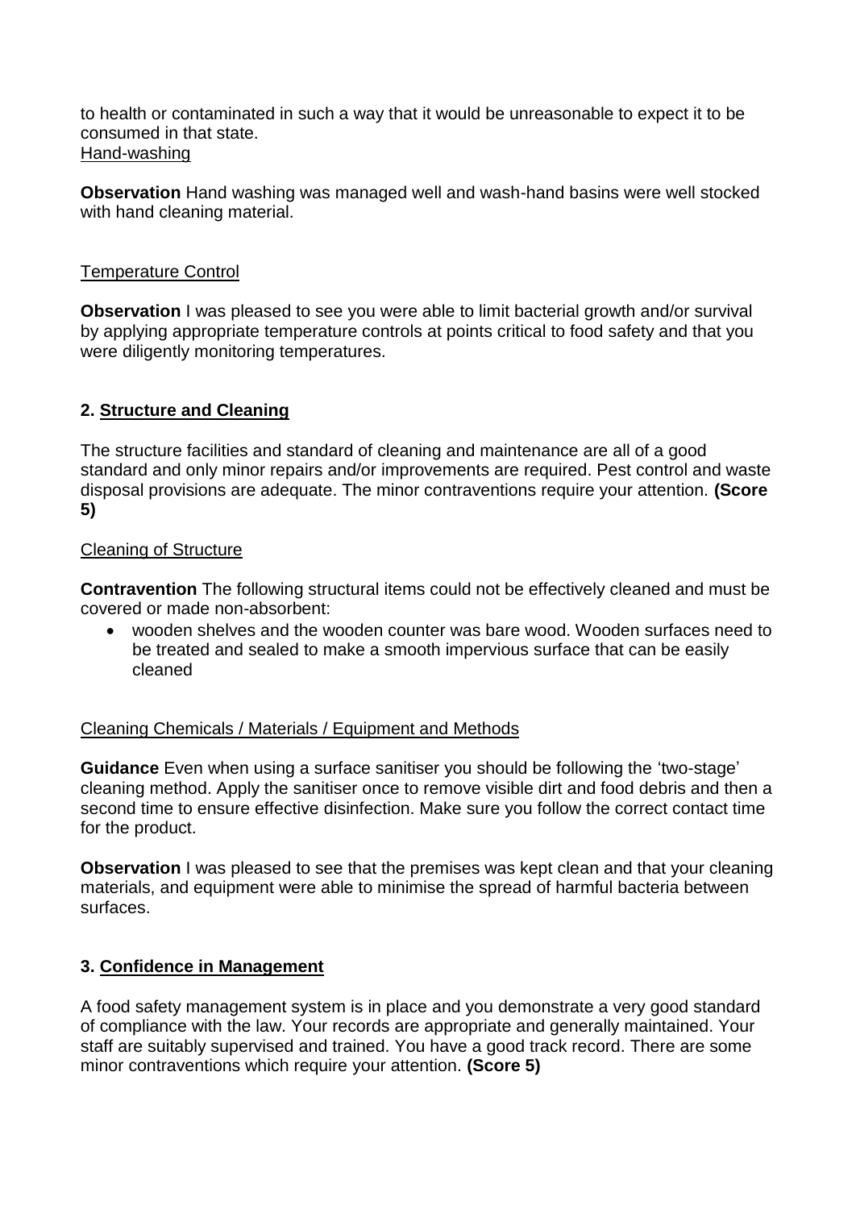to health or contaminated in such a way that it would be unreasonable to expect it to be consumed in that state.

Hand-washing

**Observation** Hand washing was managed well and wash-hand basins were well stocked with hand cleaning material.

Temperature Control

**Observation** I was pleased to see you were able to limit bacterial growth and/or survival by applying appropriate temperature controls at points critical to food safety and that you were diligently monitoring temperatures.

## 2. Structure and Cleaning

The structure facilities and standard of cleaning and maintenance are all of a good standard and only minor repairs and/or improvements are required. Pest control and waste disposal provisions are adequate. The minor contraventions require your attention. **(Score 5)**

Cleaning of Structure

**Contravention** The following structural items could not be effectively cleaned and must be covered or made non-absorbent:

- wooden shelves and the wooden counter was bare wood. Wooden surfaces need to be treated and sealed to make a smooth impervious surface that can be easily cleaned

Cleaning Chemicals / Materials / Equipment and Methods

**Guidance** Even when using a surface sanitiser you should be following the 'two-stage' cleaning method. Apply the sanitiser once to remove visible dirt and food debris and then a second time to ensure effective disinfection. Make sure you follow the correct contact time for the product.

**Observation** I was pleased to see that the premises was kept clean and that your cleaning materials, and equipment were able to minimise the spread of harmful bacteria between surfaces.

## 3. Confidence in Management

A food safety management system is in place and you demonstrate a very good standard of compliance with the law. Your records are appropriate and generally maintained. Your staff are suitably supervised and trained. You have a good track record. There are some minor contraventions which require your attention. **(Score 5)**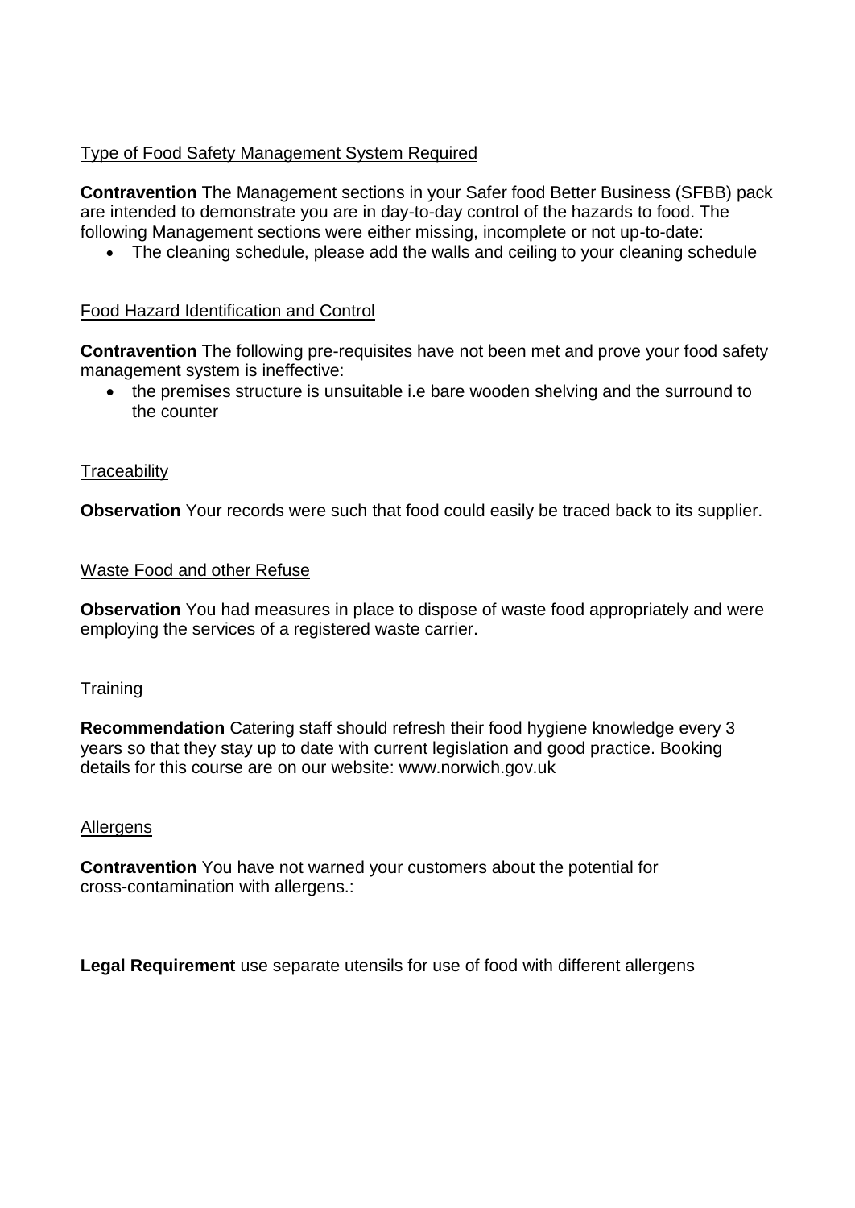Type of Food Safety Management System Required

**Contravention** The Management sections in your Safer food Better Business (SFBB) pack are intended to demonstrate you are in day-to-day control of the hazards to food. The following Management sections were either missing, incomplete or not up-to-date:

- The cleaning schedule, please add the walls and ceiling to your cleaning schedule

Food Hazard Identification and Control

**Contravention** The following pre-requisites have not been met and prove your food safety management system is ineffective:

- the premises structure is unsuitable i.e bare wooden shelving and the surround to the counter

Traceability

**Observation** Your records were such that food could easily be traced back to its supplier.

Waste Food and other Refuse

**Observation** You had measures in place to dispose of waste food appropriately and were employing the services of a registered waste carrier.

Training

**Recommendation** Catering staff should refresh their food hygiene knowledge every 3 years so that they stay up to date with current legislation and good practice. Booking details for this course are on our website: www.norwich.gov.uk

Allergens

**Contravention** You have not warned your customers about the potential for cross-contamination with allergens.:

**Legal Requirement** use separate utensils for use of food with different allergens